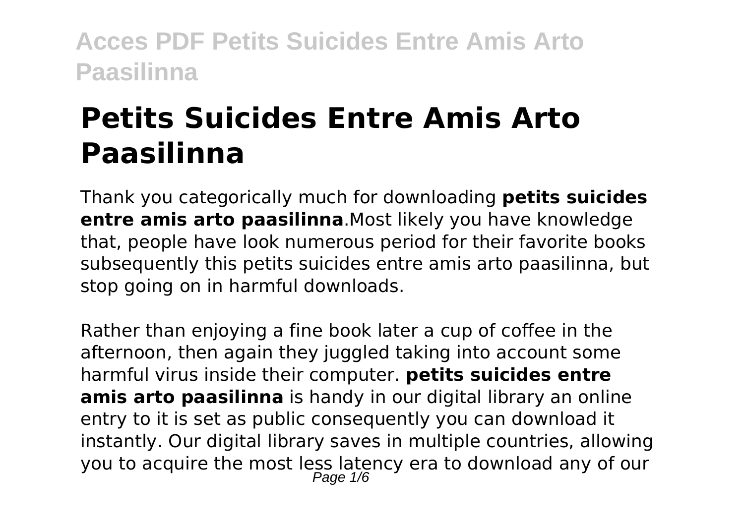# Petits Suicides Entre Amis Arto Paasilinna

Thank you categorically much for downloading **petits suicides entre amis arto paasilinna**.Most likely you have knowledge that, people have look numerous period for their favorite books subsequently this petits suicides entre amis arto paasilinna, but stop going on in harmful downloads.

Rather than enjoying a fine book later a cup of coffee in the afternoon, then again they juggled taking into account some harmful virus inside their computer. **petits suicides entre amis arto paasilinna** is handy in our digital library an online entry to it is set as public consequently you can download it instantly. Our digital library saves in multiple countries, allowing you to acquire the most less latency era to download any of our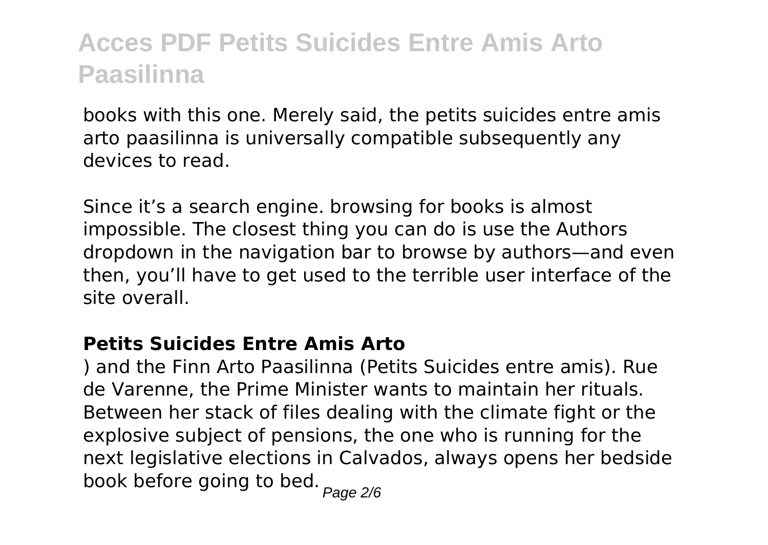books with this one. Merely said, the petits suicides entre amis arto paasilinna is universally compatible subsequently any devices to read.

Since it’s a search engine. browsing for books is almost impossible. The closest thing you can do is use the Authors dropdown in the navigation bar to browse by authors—and even then, you’ll have to get used to the terrible user interface of the site overall.

### Petits Suicides Entre Amis Arto

) and the Finn Arto Paasilinna (Petits Suicides entre amis). Rue de Varenne, the Prime Minister wants to maintain her rituals. Between her stack of files dealing with the climate fight or the explosive subject of pensions, the one who is running for the next legislative elections in Calvados, always opens her bedside book before going to bed.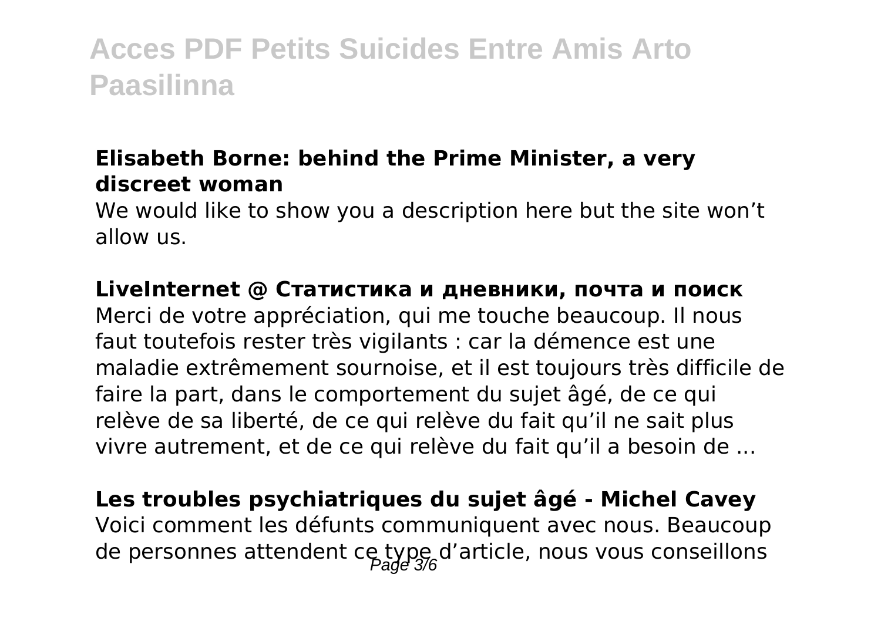### Elisabeth Borne: behind the Prime Minister, a very discreet woman

We would like to show you a description here but the site won't allow us.

### LiveInternet @ Статистика и дневники, почта и поиск

Merci de votre appréciation, qui me touche beaucoup. Il nous faut toutefois rester très vigilants : car la démence est une maladie extrêmement sournoise, et il est toujours très difficile de faire la part, dans le comportement du sujet âgé, de ce qui relève de sa liberté, de ce qui relève du fait qu'il ne sait plus vivre autrement, et de ce qui relève du fait qu'il a besoin de ...

### Les troubles psychiatriques du sujet âgé - Michel Cavey

Voici comment les défunts communiquent avec nous. Beaucoup de personnes attendent ce type d'article, nous vous conseillons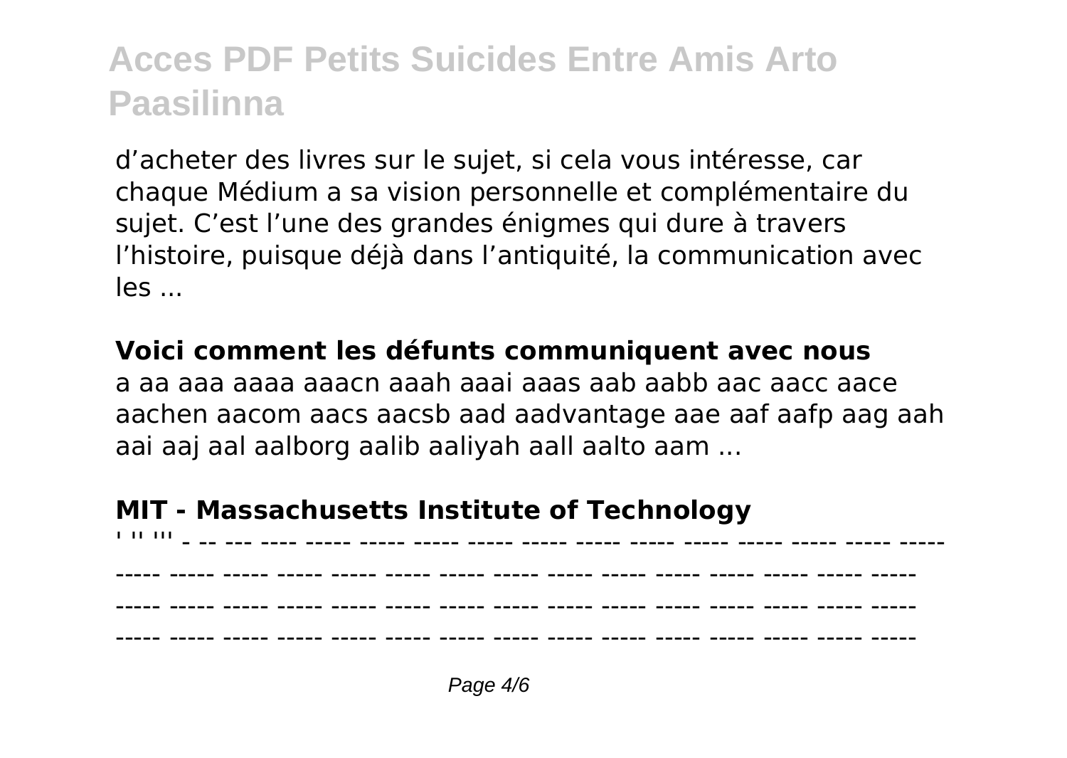d’acheter des livres sur le sujet, si cela vous intéresse, car chaque Médium a sa vision personnelle et complémentaire du sujet. C’est l’une des grandes énigmes qui dure à travers l’histoire, puisque déjà dans l’antiquité, la communication avec les ...

**Voici comment les défunts communiquent avec nous**

a aa aaa aaaa aaacn aaah aaai aaas aab aabb aac aacc aace aachen aacom aacs aacsb aad aadvantage aae aaf aafp aag aah aai aaj aal aalborg aalib aaliyah aall aalto aam ...

**MIT - Massachusetts Institute of Technology**

' '' ''' - -- --- ---- ----- ----- ----- ----- ----- ----- ----- ----- ----- ----- ----- ----- ----- ----- ----- ----- ----- ----- ----- ----- ----- ----- ----- ----- ----- ----- ----- ----- ----- ----- ----- ----- ----- ----- ----- ----- ----- ----- ----- ----- ----- ----- ----- ----- ----- ----- ----- ----- ----- ----- ----- ----- ----- ----- ----- ----- ----- ----- ----- ----- ----- ----- ----- ----- ----- ----- ----- ----- ----- ----- ----- -----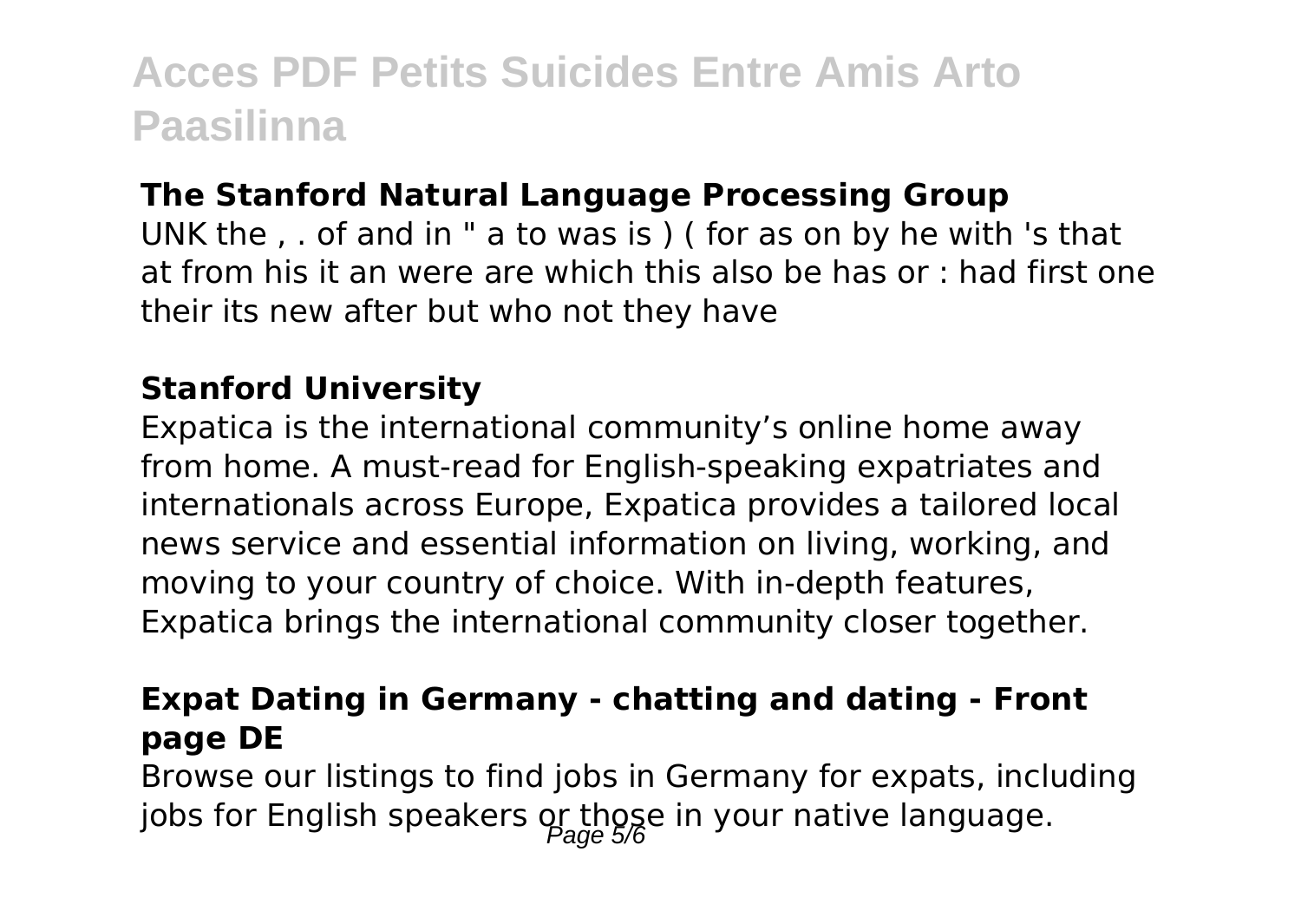### The Stanford Natural Language Processing Group

UNK the , . of and in " a to was is ) ( for as on by he with 's that at from his it an were are which this also be has or : had first one their its new after but who not they have

### Stanford University

Expatica is the international community’s online home away from home. A must-read for English-speaking expatriates and internationals across Europe, Expatica provides a tailored local news service and essential information on living, working, and moving to your country of choice. With in-depth features, Expatica brings the international community closer together.

### Expat Dating in Germany - chatting and dating - Front page DE

Browse our listings to find jobs in Germany for expats, including jobs for English speakers or those in your native language.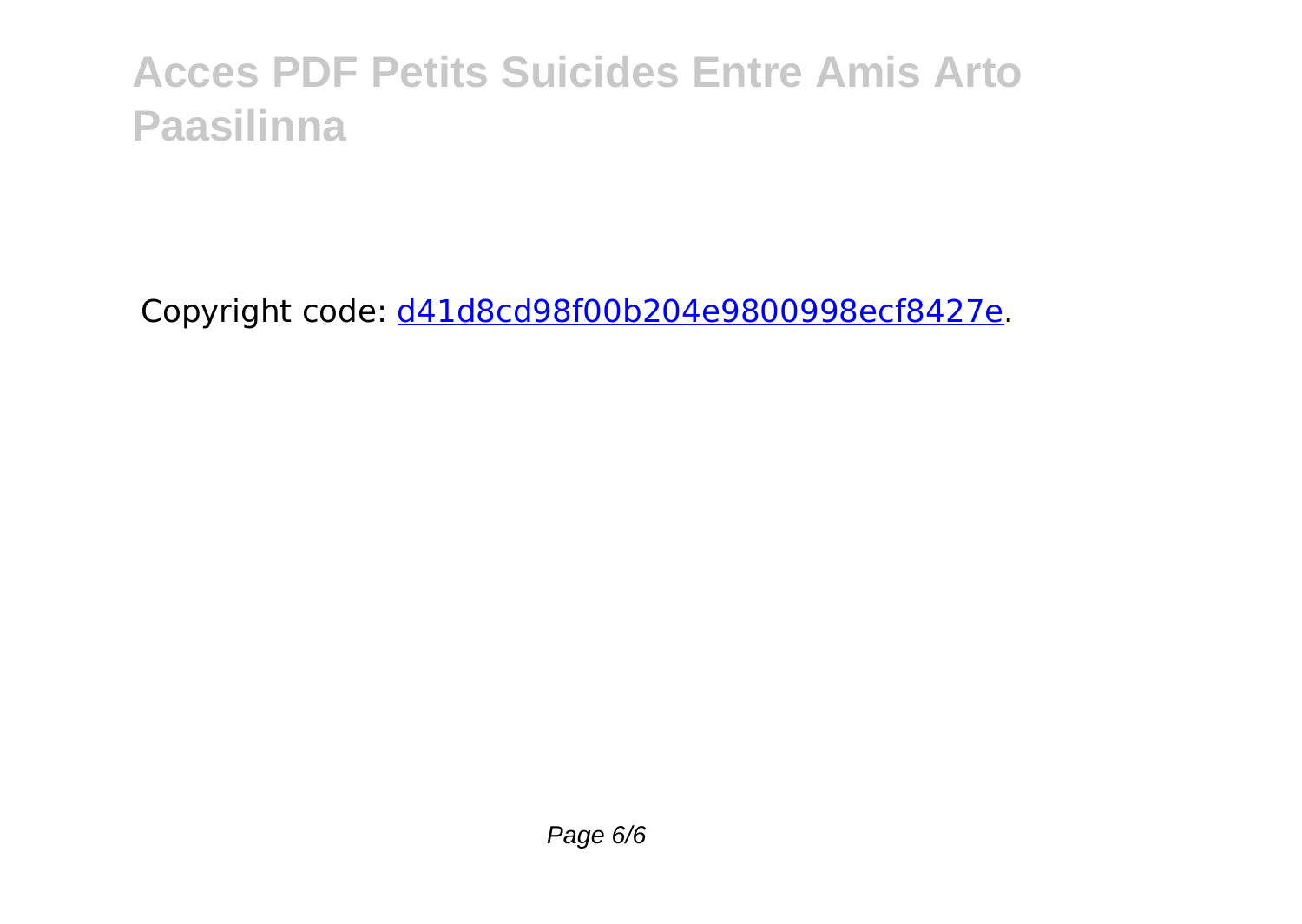Copyright code: d41d8cd98f00b204e9800998ecf8427e.